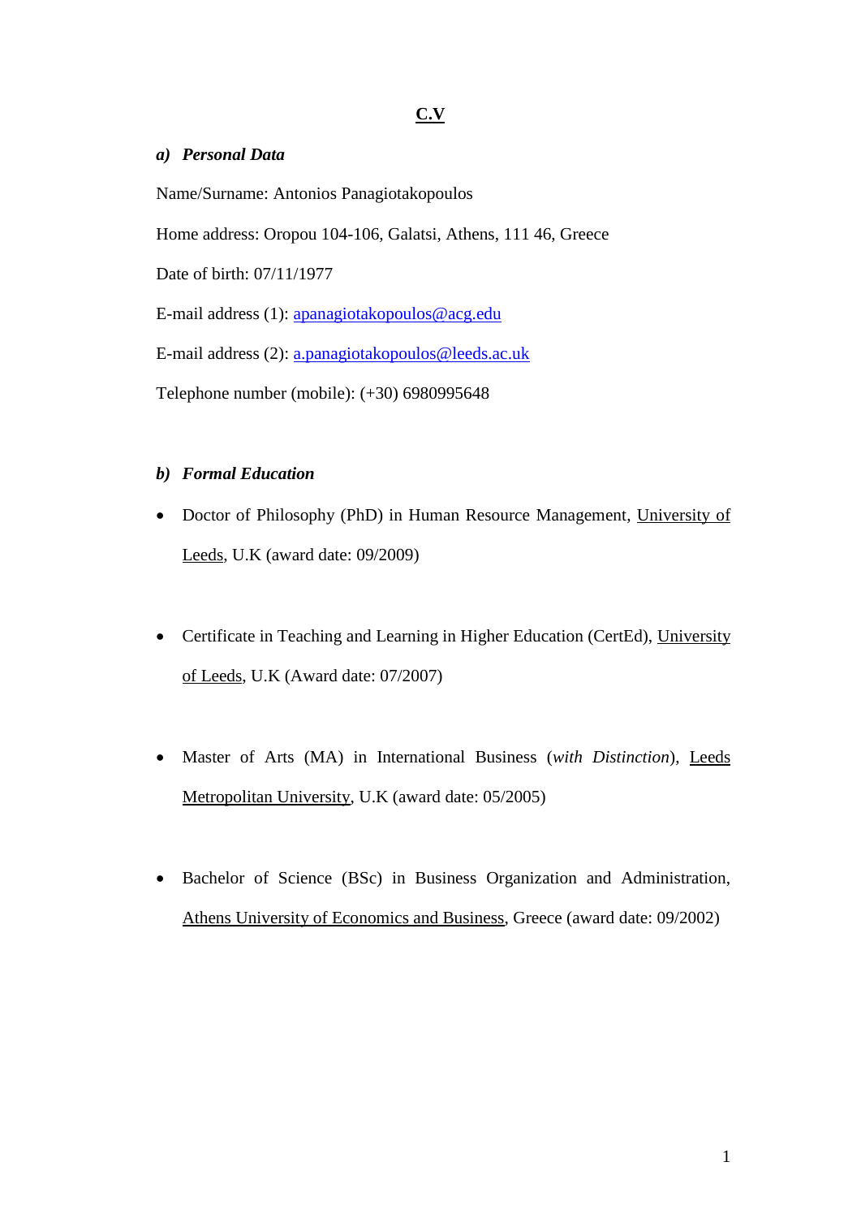# C.V

## *a) Personal Data*

Name/Surname: Antonios Panagiotakopoulos

Home address: Oropou 104-106, Galatsi, Athens, 111 46, Greece

Date of birth: 07/11/1977

E-mail address (1): apanagiotakopoulos@acg.edu

E-mail address (2): a.panagiotakopoulos@leeds.ac.uk

Telephone number (mobile): (+30) 6980995648

## *b) Formal Education*

- Doctor of Philosophy (PhD) in Human Resource Management, University of Leeds, U.K (award date: 09/2009)

- Certificate in Teaching and Learning in Higher Education (CertEd), University of Leeds, U.K (Award date: 07/2007)

- Master of Arts (MA) in International Business (*with Distinction*), Leeds Metropolitan University, U.K (award date: 05/2005)

- Bachelor of Science (BSc) in Business Organization and Administration, Athens University of Economics and Business, Greece (award date: 09/2002)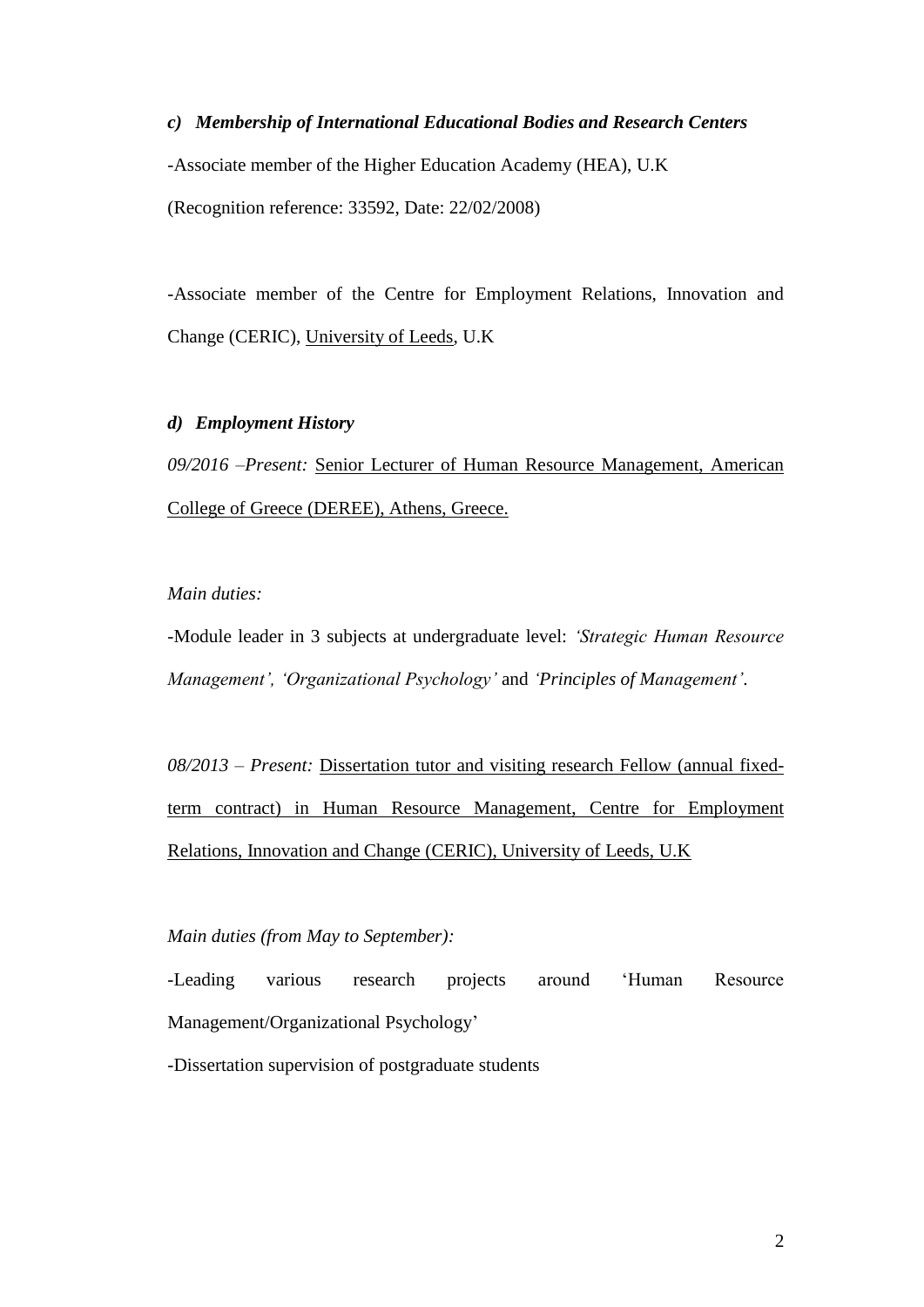### *c) Membership of International Educational Bodies and Research Centers*

-Associate member of the Higher Education Academy (HEA), U.K

(Recognition reference: 33592, Date: 22/02/2008)

-Associate member of the Centre for Employment Relations, Innovation and Change (CERIC), University of Leeds, U.K

### *d) Employment History*

*09/2016 –Present:* Senior Lecturer of Human Resource Management, American College of Greece (DEREE), Athens, Greece.

*Main duties:*

-Module leader in 3 subjects at undergraduate level: *'Strategic Human Resource Management', 'Organizational Psychology'* and *'Principles of Management'*.

*08/2013 – Present:* Dissertation tutor and visiting research Fellow (annual fixed-term contract) in Human Resource Management, Centre for Employment Relations, Innovation and Change (CERIC), University of Leeds, U.K

*Main duties (from May to September):*

-Leading various research projects around 'Human Resource Management/Organizational Psychology'

-Dissertation supervision of postgraduate students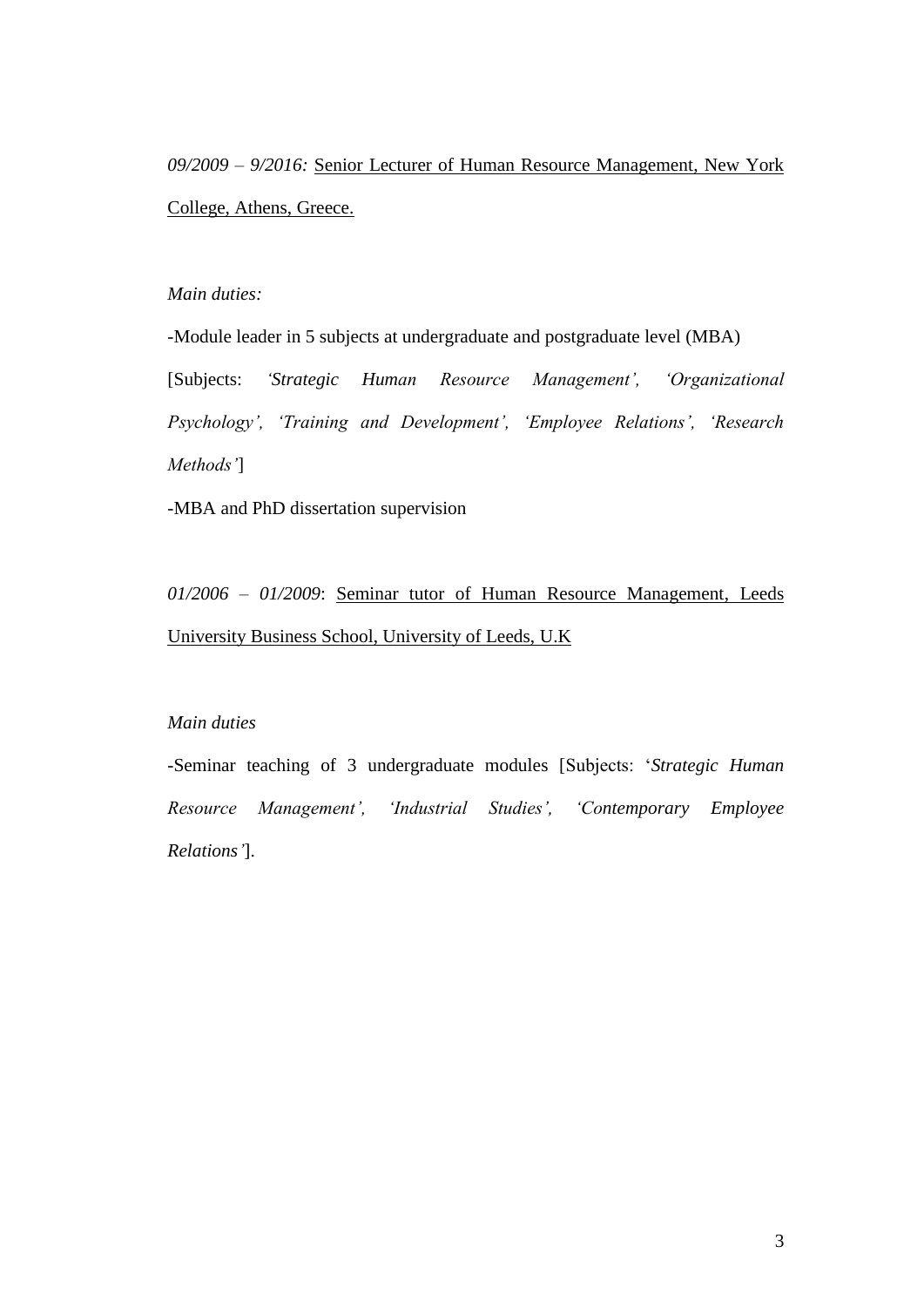*09/2009 – 9/2016:* <u>Senior Lecturer of Human Resource Management, New York College, Athens, Greece.</u>

*Main duties:*

-Module leader in 5 subjects at undergraduate and postgraduate level (MBA)

[Subjects: *'Strategic Human Resource Management', 'Organizational Psychology', 'Training and Development', 'Employee Relations', 'Research Methods'*]

-MBA and PhD dissertation supervision

*01/2006 – 01/2009*: <u>Seminar tutor of Human Resource Management, Leeds University Business School, University of Leeds, U.K</u>

*Main duties*

-Seminar teaching of 3 undergraduate modules [Subjects: '*Strategic Human Resource Management', 'Industrial Studies', 'Contemporary Employee Relations'*].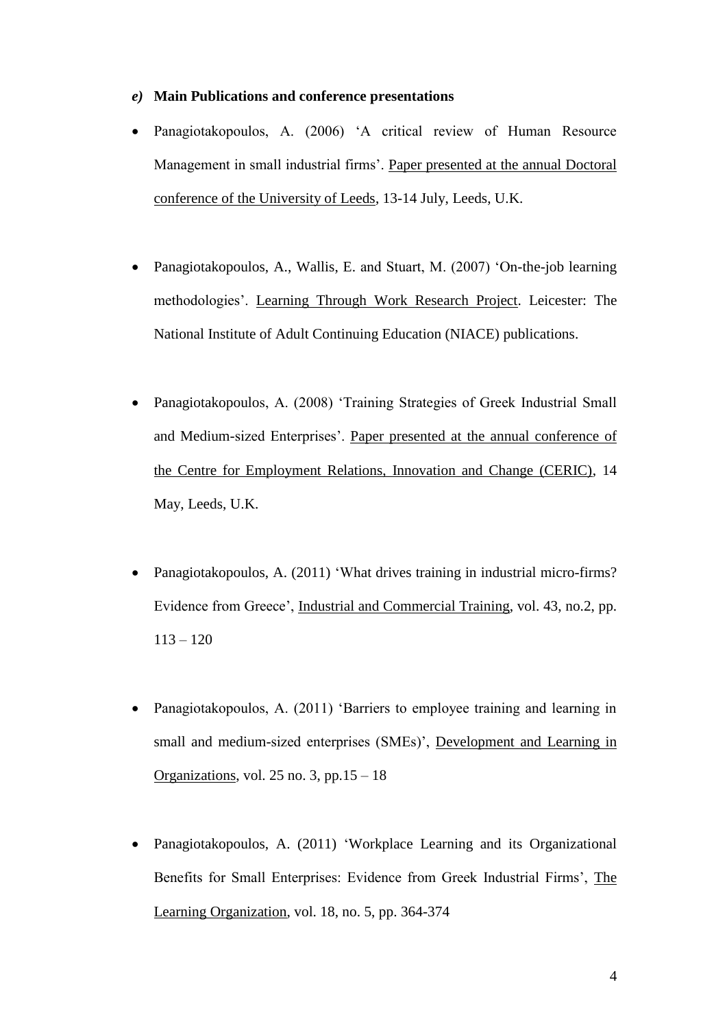### *e)* **Main Publications and conference presentations**

- Panagiotakopoulos, A. (2006) 'A critical review of Human Resource Management in small industrial firms'. Paper presented at the annual Doctoral conference of the University of Leeds, 13-14 July, Leeds, U.K.

- Panagiotakopoulos, A., Wallis, E. and Stuart, M. (2007) 'On-the-job learning methodologies'. Learning Through Work Research Project. Leicester: The National Institute of Adult Continuing Education (NIACE) publications.

- Panagiotakopoulos, A. (2008) 'Training Strategies of Greek Industrial Small and Medium-sized Enterprises'. Paper presented at the annual conference of the Centre for Employment Relations, Innovation and Change (CERIC), 14 May, Leeds, U.K.

- Panagiotakopoulos, A. (2011) 'What drives training in industrial micro-firms? Evidence from Greece', Industrial and Commercial Training, vol. 43, no.2, pp. 113 – 120

- Panagiotakopoulos, A. (2011) 'Barriers to employee training and learning in small and medium-sized enterprises (SMEs)', Development and Learning in Organizations, vol. 25 no. 3, pp.15 – 18

- Panagiotakopoulos, A. (2011) 'Workplace Learning and its Organizational Benefits for Small Enterprises: Evidence from Greek Industrial Firms', The Learning Organization, vol. 18, no. 5, pp. 364-374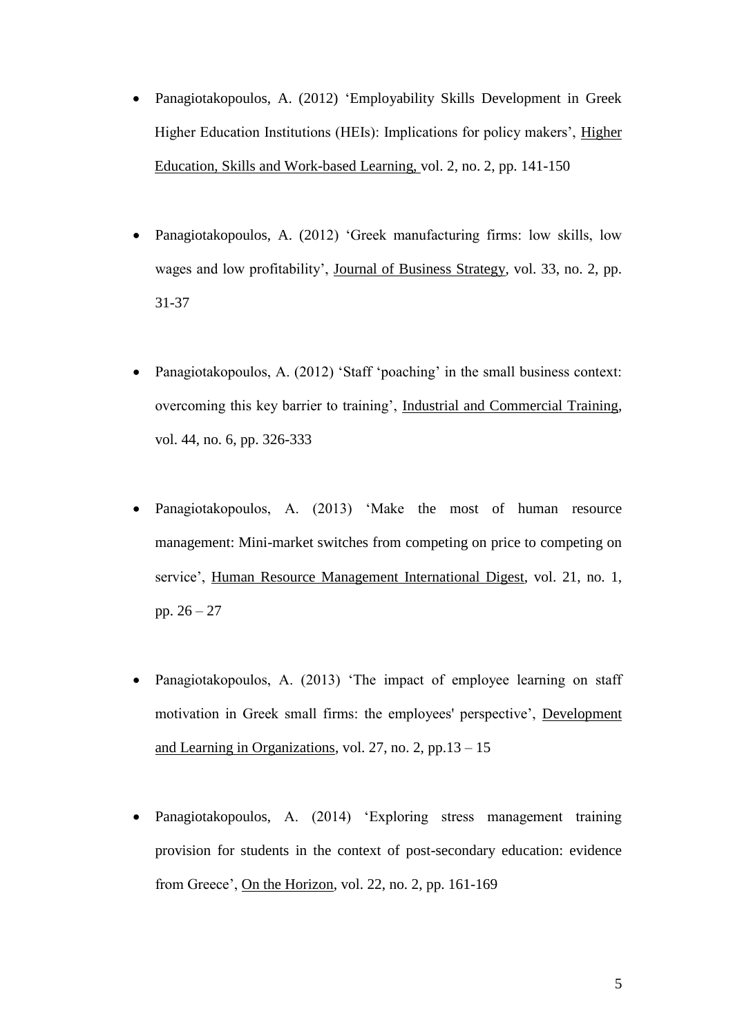- Panagiotakopoulos, A. (2012) ‘Employability Skills Development in Greek Higher Education Institutions (HEIs): Implications for policy makers’, Higher Education, Skills and Work-based Learning, vol. 2, no. 2, pp. 141-150

- Panagiotakopoulos, A. (2012) ‘Greek manufacturing firms: low skills, low wages and low profitability’, Journal of Business Strategy, vol. 33, no. 2, pp. 31-37

- Panagiotakopoulos, A. (2012) ‘Staff ‘poaching’ in the small business context: overcoming this key barrier to training’, Industrial and Commercial Training, vol. 44, no. 6, pp. 326-333

- Panagiotakopoulos, A. (2013) ‘Make the most of human resource management: Mini-market switches from competing on price to competing on service’, Human Resource Management International Digest, vol. 21, no. 1, pp. 26 – 27

- Panagiotakopoulos, A. (2013) ‘The impact of employee learning on staff motivation in Greek small firms: the employees' perspective’, Development and Learning in Organizations, vol. 27, no. 2, pp.13 – 15

- Panagiotakopoulos, A. (2014) ‘Exploring stress management training provision for students in the context of post-secondary education: evidence from Greece’, On the Horizon, vol. 22, no. 2, pp. 161-169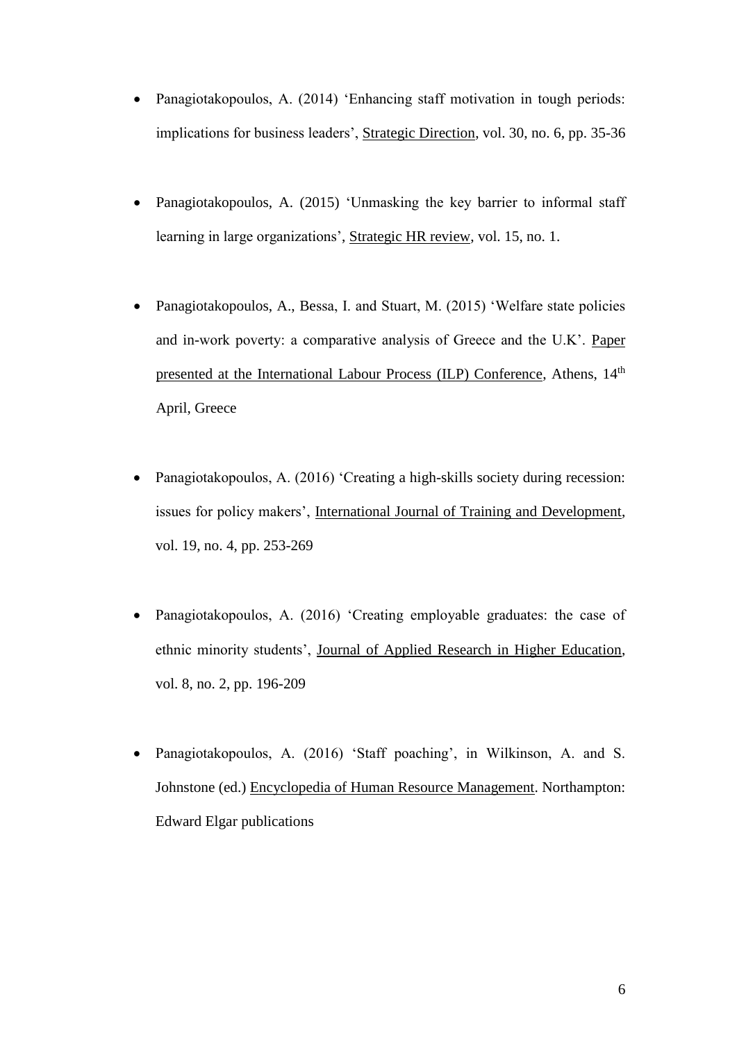- Panagiotakopoulos, A. (2014) ‘Enhancing staff motivation in tough periods: implications for business leaders’, Strategic Direction, vol. 30, no. 6, pp. 35-36

- Panagiotakopoulos, A. (2015) ‘Unmasking the key barrier to informal staff learning in large organizations’, Strategic HR review, vol. 15, no. 1.

- Panagiotakopoulos, A., Bessa, I. and Stuart, M. (2015) ‘Welfare state policies and in-work poverty: a comparative analysis of Greece and the U.K’. Paper presented at the International Labour Process (ILP) Conference, Athens, 14th April, Greece

- Panagiotakopoulos, A. (2016) ‘Creating a high-skills society during recession: issues for policy makers’, International Journal of Training and Development, vol. 19, no. 4, pp. 253-269

- Panagiotakopoulos, A. (2016) ‘Creating employable graduates: the case of ethnic minority students’, Journal of Applied Research in Higher Education, vol. 8, no. 2, pp. 196-209

- Panagiotakopoulos, A. (2016) ‘Staff poaching’, in Wilkinson, A. and S. Johnstone (ed.) Encyclopedia of Human Resource Management. Northampton: Edward Elgar publications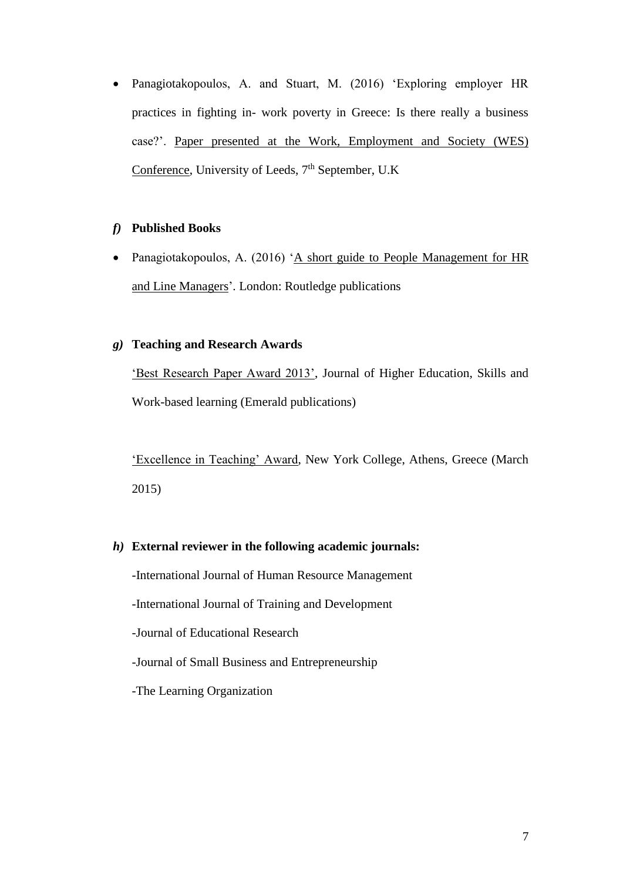- Panagiotakopoulos, A. and Stuart, M. (2016) 'Exploring employer HR practices in fighting in- work poverty in Greece: Is there really a business case?'. Paper presented at the Work, Employment and Society (WES) Conference, University of Leeds, 7th September, U.K

***f)*** **Published Books**

- Panagiotakopoulos, A. (2016) 'A short guide to People Management for HR and Line Managers'. London: Routledge publications

***g)*** **Teaching and Research Awards**

'Best Research Paper Award 2013', Journal of Higher Education, Skills and Work-based learning (Emerald publications)

'Excellence in Teaching' Award, New York College, Athens, Greece (March 2015)

***h)*** **External reviewer in the following academic journals:**

-International Journal of Human Resource Management

-International Journal of Training and Development

-Journal of Educational Research

-Journal of Small Business and Entrepreneurship

-The Learning Organization